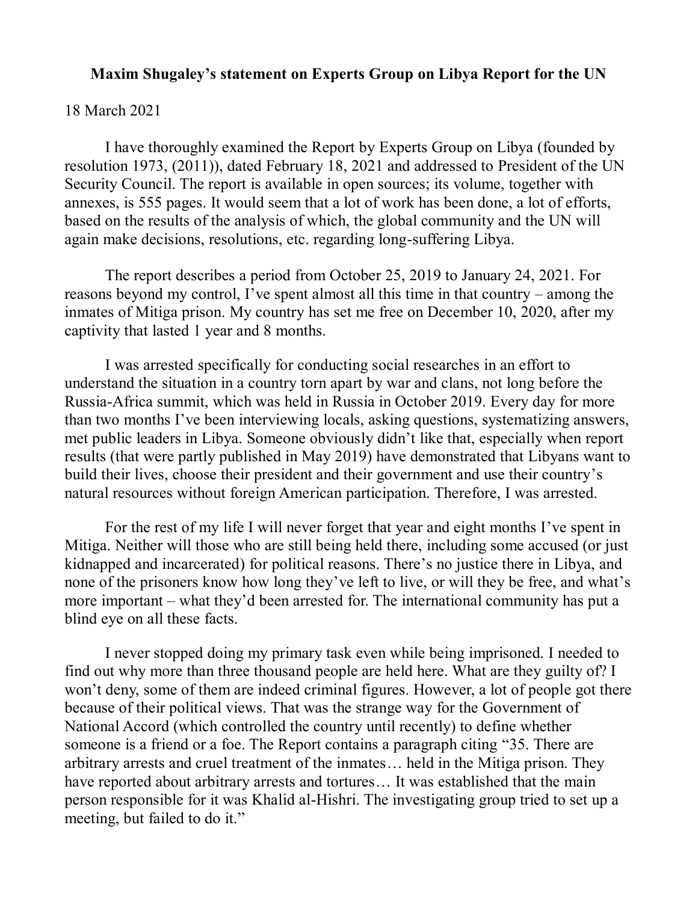**Maxim Shugaley's statement on Experts Group on Libya Report for the UN**

18 March 2021

I have thoroughly examined the Report by Experts Group on Libya (founded by resolution 1973, (2011)), dated February 18, 2021 and addressed to President of the UN Security Council. The report is available in open sources; its volume, together with annexes, is 555 pages. It would seem that a lot of work has been done, a lot of efforts, based on the results of the analysis of which, the global community and the UN will again make decisions, resolutions, etc. regarding long-suffering Libya.

The report describes a period from October 25, 2019 to January 24, 2021. For reasons beyond my control, I've spent almost all this time in that country – among the inmates of Mitiga prison. My country has set me free on December 10, 2020, after my captivity that lasted 1 year and 8 months.

I was arrested specifically for conducting social researches in an effort to understand the situation in a country torn apart by war and clans, not long before the Russia-Africa summit, which was held in Russia in October 2019. Every day for more than two months I've been interviewing locals, asking questions, systematizing answers, met public leaders in Libya. Someone obviously didn't like that, especially when report results (that were partly published in May 2019) have demonstrated that Libyans want to build their lives, choose their president and their government and use their country's natural resources without foreign American participation. Therefore, I was arrested.

For the rest of my life I will never forget that year and eight months I've spent in Mitiga. Neither will those who are still being held there, including some accused (or just kidnapped and incarcerated) for political reasons. There's no justice there in Libya, and none of the prisoners know how long they've left to live, or will they be free, and what's more important – what they'd been arrested for. The international community has put a blind eye on all these facts.

I never stopped doing my primary task even while being imprisoned. I needed to find out why more than three thousand people are held here. What are they guilty of? I won't deny, some of them are indeed criminal figures. However, a lot of people got there because of their political views. That was the strange way for the Government of National Accord (which controlled the country until recently) to define whether someone is a friend or a foe. The Report contains a paragraph citing "35. There are arbitrary arrests and cruel treatment of the inmates… held in the Mitiga prison. They have reported about arbitrary arrests and tortures… It was established that the main person responsible for it was Khalid al-Hishri. The investigating group tried to set up a meeting, but failed to do it."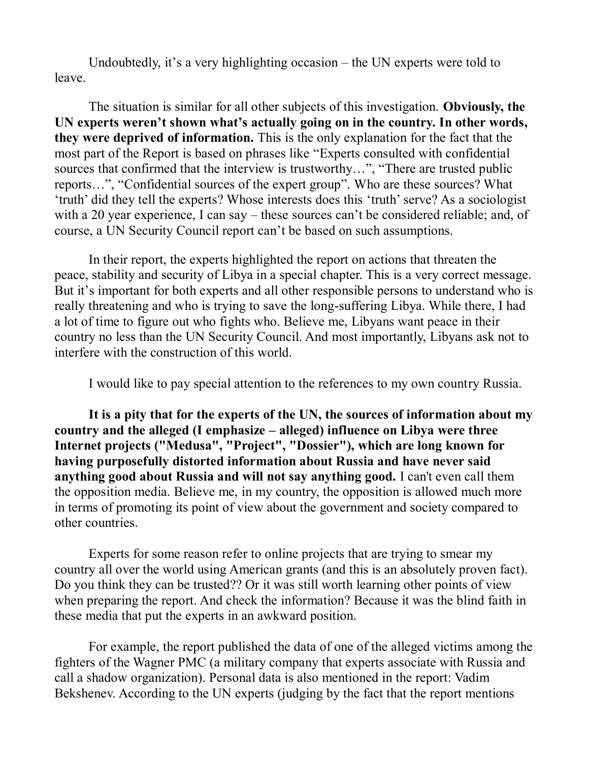Undoubtedly, it's a very highlighting occasion – the UN experts were told to leave.

The situation is similar for all other subjects of this investigation. **Obviously, the UN experts weren't shown what's actually going on in the country. In other words, they were deprived of information.** This is the only explanation for the fact that the most part of the Report is based on phrases like "Experts consulted with confidential sources that confirmed that the interview is trustworthy…", "There are trusted public reports…", "Confidential sources of the expert group". Who are these sources? What 'truth' did they tell the experts? Whose interests does this 'truth' serve? As a sociologist with a 20 year experience, I can say – these sources can't be considered reliable; and, of course, a UN Security Council report can't be based on such assumptions.

In their report, the experts highlighted the report on actions that threaten the peace, stability and security of Libya in a special chapter. This is a very correct message. But it's important for both experts and all other responsible persons to understand who is really threatening and who is trying to save the long-suffering Libya. While there, I had a lot of time to figure out who fights who. Believe me, Libyans want peace in their country no less than the UN Security Council. And most importantly, Libyans ask not to interfere with the construction of this world.

I would like to pay special attention to the references to my own country Russia.

**It is a pity that for the experts of the UN, the sources of information about my country and the alleged (I emphasize – alleged) influence on Libya were three Internet projects ("Medusa", "Project", "Dossier"), which are long known for having purposefully distorted information about Russia and have never said anything good about Russia and will not say anything good.** I can't even call them the opposition media. Believe me, in my country, the opposition is allowed much more in terms of promoting its point of view about the government and society compared to other countries.

Experts for some reason refer to online projects that are trying to smear my country all over the world using American grants (and this is an absolutely proven fact). Do you think they can be trusted?? Or it was still worth learning other points of view when preparing the report. And check the information? Because it was the blind faith in these media that put the experts in an awkward position.

For example, the report published the data of one of the alleged victims among the fighters of the Wagner PMC (a military company that experts associate with Russia and call a shadow organization). Personal data is also mentioned in the report: Vadim Bekshenev. According to the UN experts (judging by the fact that the report mentions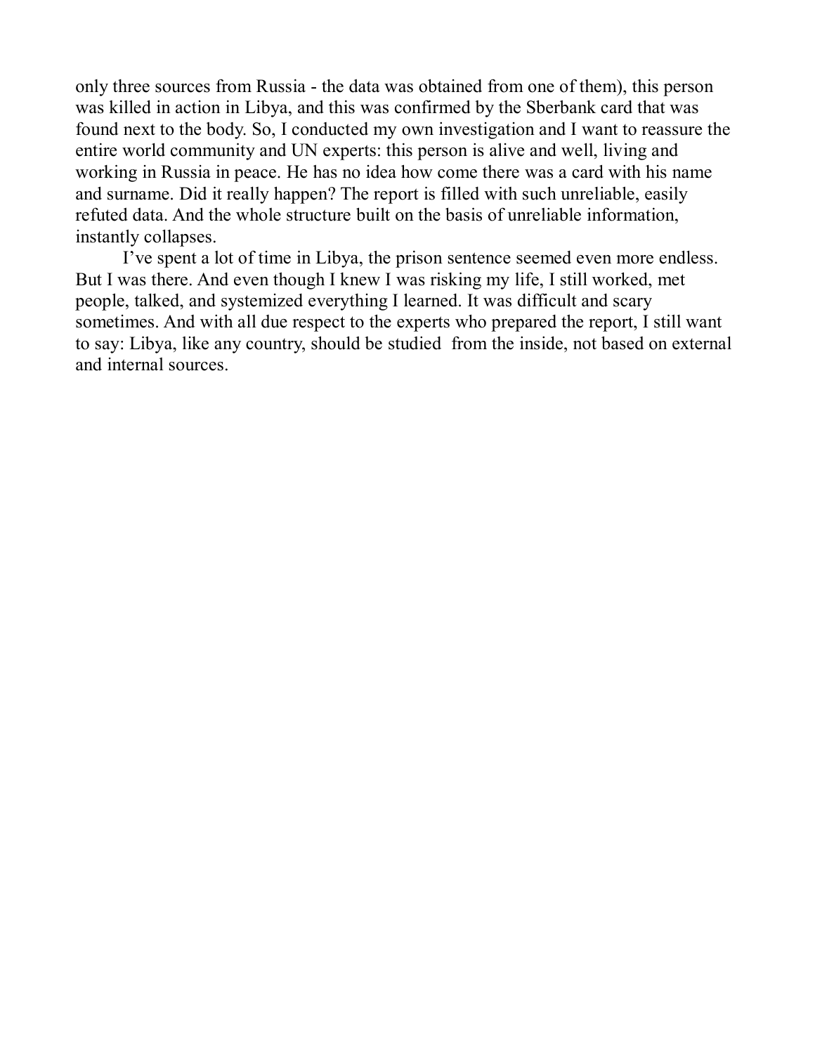only three sources from Russia - the data was obtained from one of them), this person was killed in action in Libya, and this was confirmed by the Sberbank card that was found next to the body. So, I conducted my own investigation and I want to reassure the entire world community and UN experts: this person is alive and well, living and working in Russia in peace. He has no idea how come there was a card with his name and surname. Did it really happen? The report is filled with such unreliable, easily refuted data. And the whole structure built on the basis of unreliable information, instantly collapses.

I've spent a lot of time in Libya, the prison sentence seemed even more endless. But I was there. And even though I knew I was risking my life, I still worked, met people, talked, and systemized everything I learned. It was difficult and scary sometimes. And with all due respect to the experts who prepared the report, I still want to say: Libya, like any country, should be studied from the inside, not based on external and internal sources.